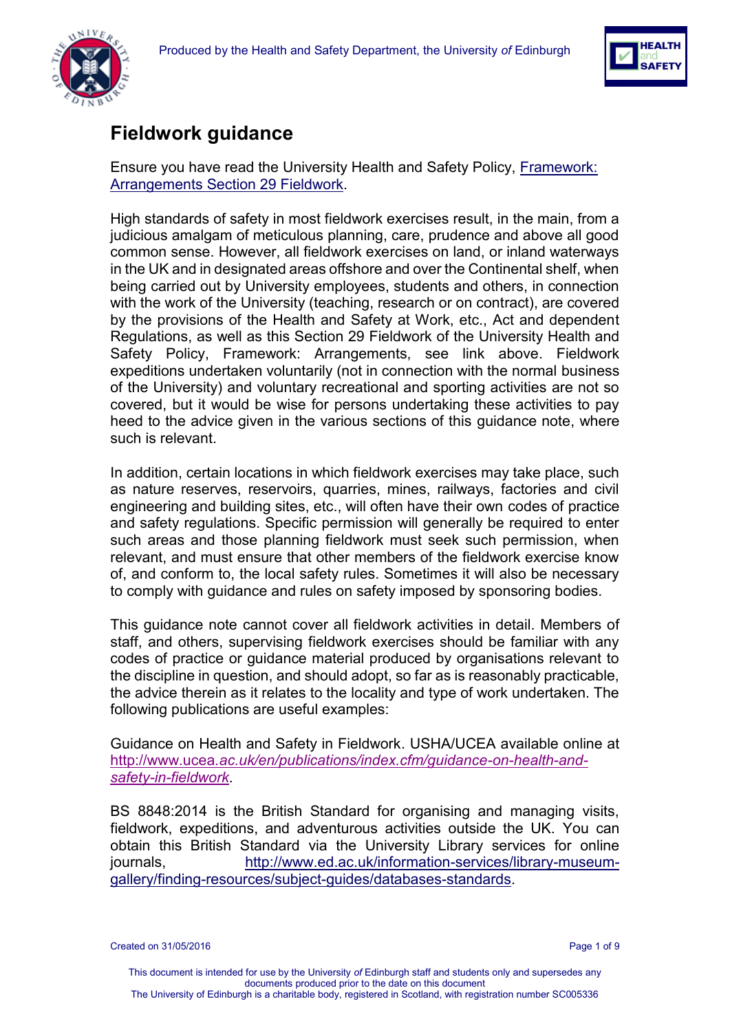# Fieldwork guidance

Ensure you have read the University Health and Safety Policy, [Framework: Arrangements Section 29 Fieldwork](#).

High standards of safety in most fieldwork exercises result, in the main, from a judicious amalgam of meticulous planning, care, prudence and above all good common sense. However, all fieldwork exercises on land, or inland waterways in the UK and in designated areas offshore and over the Continental shelf, when being carried out by University employees, students and others, in connection with the work of the University (teaching, research or on contract), are covered by the provisions of the Health and Safety at Work, etc., Act and dependent Regulations, as well as this Section 29 Fieldwork of the University Health and Safety Policy, Framework: Arrangements, see link above. Fieldwork expeditions undertaken voluntarily (not in connection with the normal business of the University) and voluntary recreational and sporting activities are not so covered, but it would be wise for persons undertaking these activities to pay heed to the advice given in the various sections of this guidance note, where such is relevant.

In addition, certain locations in which fieldwork exercises may take place, such as nature reserves, reservoirs, quarries, mines, railways, factories and civil engineering and building sites, etc., will often have their own codes of practice and safety regulations. Specific permission will generally be required to enter such areas and those planning fieldwork must seek such permission, when relevant, and must ensure that other members of the fieldwork exercise know of, and conform to, the local safety rules. Sometimes it will also be necessary to comply with guidance and rules on safety imposed by sponsoring bodies.

This guidance note cannot cover all fieldwork activities in detail. Members of staff, and others, supervising fieldwork exercises should be familiar with any codes of practice or guidance material produced by organisations relevant to the discipline in question, and should adopt, so far as is reasonably practicable, the advice therein as it relates to the locality and type of work undertaken. The following publications are useful examples:

Guidance on Health and Safety in Fieldwork. USHA/UCEA available online at http://www.ucea.ac.uk/en/publications/index.cfm/guidance-on-health-and-safety-in-fieldwork.

BS 8848:2014 is the British Standard for organising and managing visits, fieldwork, expeditions, and adventurous activities outside the UK. You can obtain this British Standard via the University Library services for online journals, http://www.ed.ac.uk/information-services/library-museum-gallery/finding-resources/subject-guides/databases-standards.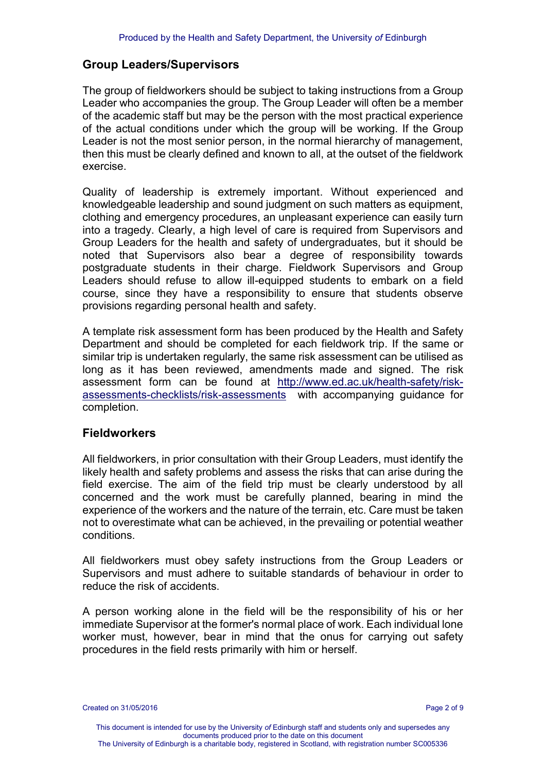## Group Leaders/Supervisors

The group of fieldworkers should be subject to taking instructions from a Group Leader who accompanies the group. The Group Leader will often be a member of the academic staff but may be the person with the most practical experience of the actual conditions under which the group will be working. If the Group Leader is not the most senior person, in the normal hierarchy of management, then this must be clearly defined and known to all, at the outset of the fieldwork exercise.

Quality of leadership is extremely important. Without experienced and knowledgeable leadership and sound judgment on such matters as equipment, clothing and emergency procedures, an unpleasant experience can easily turn into a tragedy. Clearly, a high level of care is required from Supervisors and Group Leaders for the health and safety of undergraduates, but it should be noted that Supervisors also bear a degree of responsibility towards postgraduate students in their charge. Fieldwork Supervisors and Group Leaders should refuse to allow ill-equipped students to embark on a field course, since they have a responsibility to ensure that students observe provisions regarding personal health and safety.

A template risk assessment form has been produced by the Health and Safety Department and should be completed for each fieldwork trip. If the same or similar trip is undertaken regularly, the same risk assessment can be utilised as long as it has been reviewed, amendments made and signed. The risk assessment form can be found at [http://www.ed.ac.uk/health-safety/risk-assessments-checklists/risk-assessments](http://www.ed.ac.uk/health-safety/risk-assessments-checklists/risk-assessments) with accompanying guidance for completion.

## Fieldworkers

All fieldworkers, in prior consultation with their Group Leaders, must identify the likely health and safety problems and assess the risks that can arise during the field exercise. The aim of the field trip must be clearly understood by all concerned and the work must be carefully planned, bearing in mind the experience of the workers and the nature of the terrain, etc. Care must be taken not to overestimate what can be achieved, in the prevailing or potential weather conditions.

All fieldworkers must obey safety instructions from the Group Leaders or Supervisors and must adhere to suitable standards of behaviour in order to reduce the risk of accidents.

A person working alone in the field will be the responsibility of his or her immediate Supervisor at the former's normal place of work. Each individual lone worker must, however, bear in mind that the onus for carrying out safety procedures in the field rests primarily with him or herself.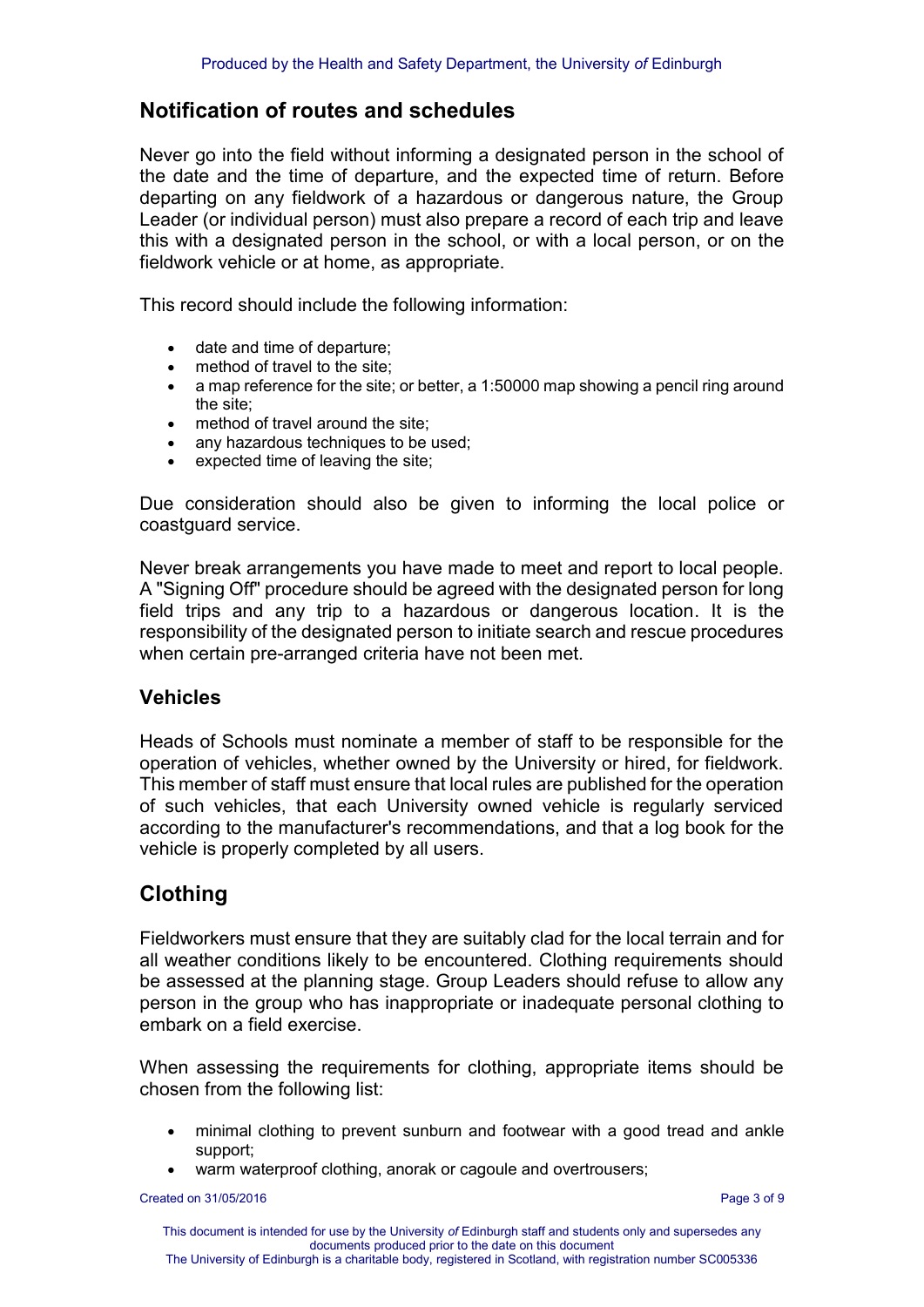## Notification of routes and schedules

Never go into the field without informing a designated person in the school of the date and the time of departure, and the expected time of return. Before departing on any fieldwork of a hazardous or dangerous nature, the Group Leader (or individual person) must also prepare a record of each trip and leave this with a designated person in the school, or with a local person, or on the fieldwork vehicle or at home, as appropriate.

This record should include the following information:

- date and time of departure;
- method of travel to the site;
- a map reference for the site; or better, a 1:50000 map showing a pencil ring around the site;
- method of travel around the site;
- any hazardous techniques to be used;
- expected time of leaving the site;

Due consideration should also be given to informing the local police or coastguard service.

Never break arrangements you have made to meet and report to local people. A "Signing Off" procedure should be agreed with the designated person for long field trips and any trip to a hazardous or dangerous location. It is the responsibility of the designated person to initiate search and rescue procedures when certain pre-arranged criteria have not been met.

### Vehicles

Heads of Schools must nominate a member of staff to be responsible for the operation of vehicles, whether owned by the University or hired, for fieldwork. This member of staff must ensure that local rules are published for the operation of such vehicles, that each University owned vehicle is regularly serviced according to the manufacturer's recommendations, and that a log book for the vehicle is properly completed by all users.

## Clothing

Fieldworkers must ensure that they are suitably clad for the local terrain and for all weather conditions likely to be encountered. Clothing requirements should be assessed at the planning stage. Group Leaders should refuse to allow any person in the group who has inappropriate or inadequate personal clothing to embark on a field exercise.

When assessing the requirements for clothing, appropriate items should be chosen from the following list:

- minimal clothing to prevent sunburn and footwear with a good tread and ankle support;
- warm waterproof clothing, anorak or cagoule and overtrousers;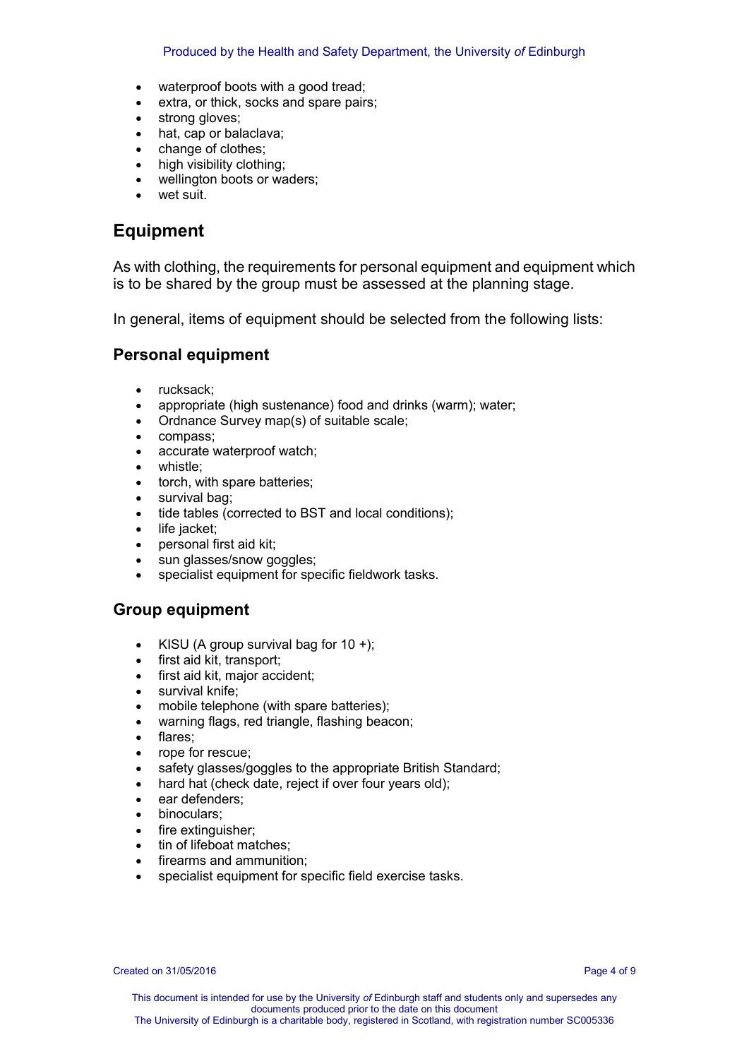- waterproof boots with a good tread;
- extra, or thick, socks and spare pairs;
- strong gloves;
- hat, cap or balaclava;
- change of clothes;
- high visibility clothing;
- wellington boots or waders;
- wet suit.

## Equipment

As with clothing, the requirements for personal equipment and equipment which is to be shared by the group must be assessed at the planning stage.

In general, items of equipment should be selected from the following lists:

### Personal equipment

- rucksack;
- appropriate (high sustenance) food and drinks (warm); water;
- Ordnance Survey map(s) of suitable scale;
- compass;
- accurate waterproof watch;
- whistle;
- torch, with spare batteries;
- survival bag;
- tide tables (corrected to BST and local conditions);
- life jacket;
- personal first aid kit;
- sun glasses/snow goggles;
- specialist equipment for specific fieldwork tasks.

### Group equipment

- KISU (A group survival bag for 10 +);
- first aid kit, transport;
- first aid kit, major accident;
- survival knife;
- mobile telephone (with spare batteries);
- warning flags, red triangle, flashing beacon;
- flares;
- rope for rescue;
- safety glasses/goggles to the appropriate British Standard;
- hard hat (check date, reject if over four years old);
- ear defenders;
- binoculars;
- fire extinguisher;
- tin of lifeboat matches;
- firearms and ammunition;
- specialist equipment for specific field exercise tasks.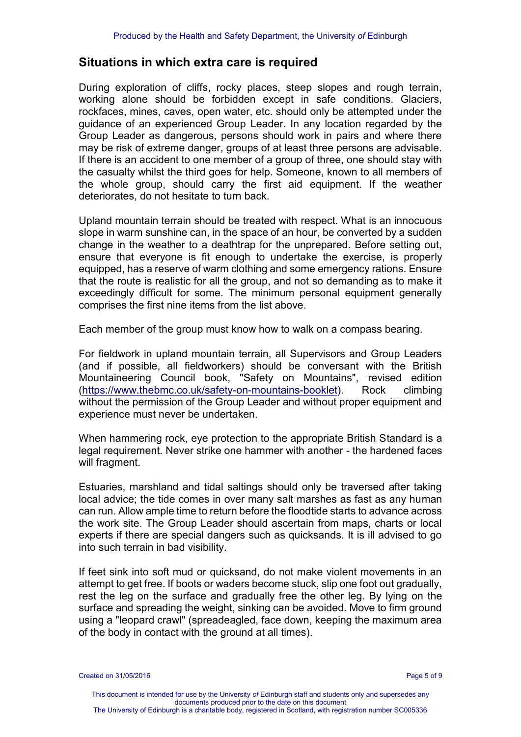## Situations in which extra care is required

During exploration of cliffs, rocky places, steep slopes and rough terrain, working alone should be forbidden except in safe conditions. Glaciers, rockfaces, mines, caves, open water, etc. should only be attempted under the guidance of an experienced Group Leader. In any location regarded by the Group Leader as dangerous, persons should work in pairs and where there may be risk of extreme danger, groups of at least three persons are advisable. If there is an accident to one member of a group of three, one should stay with the casualty whilst the third goes for help. Someone, known to all members of the whole group, should carry the first aid equipment. If the weather deteriorates, do not hesitate to turn back.

Upland mountain terrain should be treated with respect. What is an innocuous slope in warm sunshine can, in the space of an hour, be converted by a sudden change in the weather to a deathtrap for the unprepared. Before setting out, ensure that everyone is fit enough to undertake the exercise, is properly equipped, has a reserve of warm clothing and some emergency rations. Ensure that the route is realistic for all the group, and not so demanding as to make it exceedingly difficult for some. The minimum personal equipment generally comprises the first nine items from the list above.

Each member of the group must know how to walk on a compass bearing.

For fieldwork in upland mountain terrain, all Supervisors and Group Leaders (and if possible, all fieldworkers) should be conversant with the British Mountaineering Council book, "Safety on Mountains", revised edition (https://www.thebmc.co.uk/safety-on-mountains-booklet). Rock climbing without the permission of the Group Leader and without proper equipment and experience must never be undertaken.

When hammering rock, eye protection to the appropriate British Standard is a legal requirement. Never strike one hammer with another - the hardened faces will fragment.

Estuaries, marshland and tidal saltings should only be traversed after taking local advice; the tide comes in over many salt marshes as fast as any human can run. Allow ample time to return before the floodtide starts to advance across the work site. The Group Leader should ascertain from maps, charts or local experts if there are special dangers such as quicksands. It is ill advised to go into such terrain in bad visibility.

If feet sink into soft mud or quicksand, do not make violent movements in an attempt to get free. If boots or waders become stuck, slip one foot out gradually, rest the leg on the surface and gradually free the other leg. By lying on the surface and spreading the weight, sinking can be avoided. Move to firm ground using a "leopard crawl" (spreadeagled, face down, keeping the maximum area of the body in contact with the ground at all times).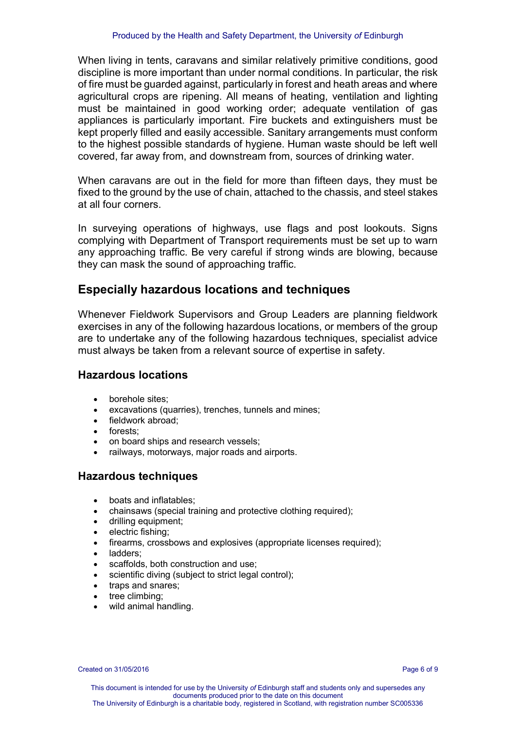When living in tents, caravans and similar relatively primitive conditions, good discipline is more important than under normal conditions. In particular, the risk of fire must be guarded against, particularly in forest and heath areas and where agricultural crops are ripening. All means of heating, ventilation and lighting must be maintained in good working order; adequate ventilation of gas appliances is particularly important. Fire buckets and extinguishers must be kept properly filled and easily accessible. Sanitary arrangements must conform to the highest possible standards of hygiene. Human waste should be left well covered, far away from, and downstream from, sources of drinking water.

When caravans are out in the field for more than fifteen days, they must be fixed to the ground by the use of chain, attached to the chassis, and steel stakes at all four corners.

In surveying operations of highways, use flags and post lookouts. Signs complying with Department of Transport requirements must be set up to warn any approaching traffic. Be very careful if strong winds are blowing, because they can mask the sound of approaching traffic.

## Especially hazardous locations and techniques

Whenever Fieldwork Supervisors and Group Leaders are planning fieldwork exercises in any of the following hazardous locations, or members of the group are to undertake any of the following hazardous techniques, specialist advice must always be taken from a relevant source of expertise in safety.

### Hazardous locations

- borehole sites;
- excavations (quarries), trenches, tunnels and mines;
- fieldwork abroad;
- forests;
- on board ships and research vessels;
- railways, motorways, major roads and airports.

### Hazardous techniques

- boats and inflatables;
- chainsaws (special training and protective clothing required);
- drilling equipment;
- electric fishing;
- firearms, crossbows and explosives (appropriate licenses required);
- ladders;
- scaffolds, both construction and use;
- scientific diving (subject to strict legal control);
- traps and snares;
- tree climbing;
- wild animal handling.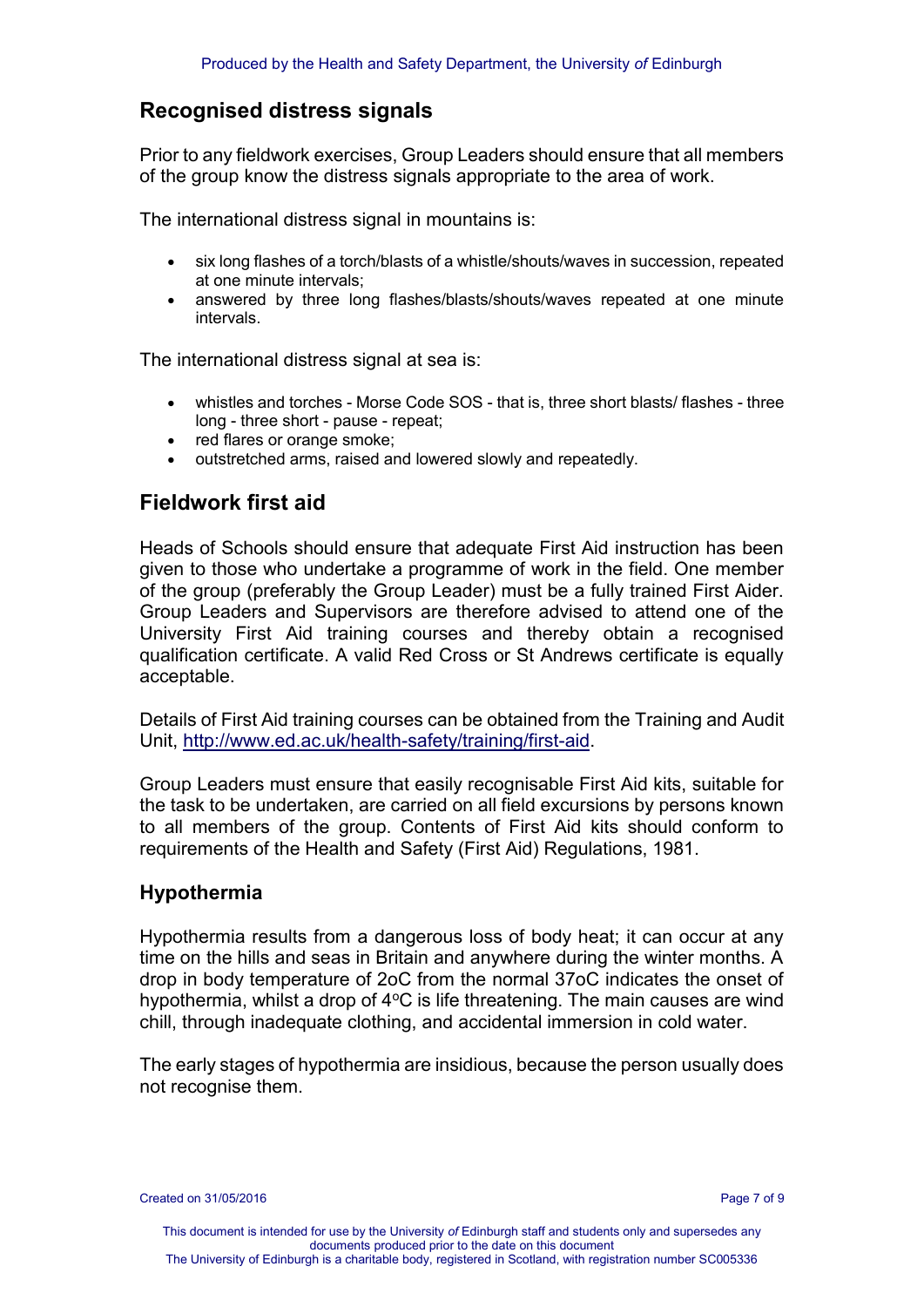## Recognised distress signals

Prior to any fieldwork exercises, Group Leaders should ensure that all members of the group know the distress signals appropriate to the area of work.

The international distress signal in mountains is:

- six long flashes of a torch/blasts of a whistle/shouts/waves in succession, repeated at one minute intervals;
- answered by three long flashes/blasts/shouts/waves repeated at one minute intervals.

The international distress signal at sea is:

- whistles and torches - Morse Code SOS - that is, three short blasts/ flashes - three long - three short - pause - repeat;
- red flares or orange smoke;
- outstretched arms, raised and lowered slowly and repeatedly.

## Fieldwork first aid

Heads of Schools should ensure that adequate First Aid instruction has been given to those who undertake a programme of work in the field. One member of the group (preferably the Group Leader) must be a fully trained First Aider. Group Leaders and Supervisors are therefore advised to attend one of the University First Aid training courses and thereby obtain a recognised qualification certificate. A valid Red Cross or St Andrews certificate is equally acceptable.

Details of First Aid training courses can be obtained from the Training and Audit Unit, http://www.ed.ac.uk/health-safety/training/first-aid.

Group Leaders must ensure that easily recognisable First Aid kits, suitable for the task to be undertaken, are carried on all field excursions by persons known to all members of the group. Contents of First Aid kits should conform to requirements of the Health and Safety (First Aid) Regulations, 1981.

### Hypothermia

Hypothermia results from a dangerous loss of body heat; it can occur at any time on the hills and seas in Britain and anywhere during the winter months. A drop in body temperature of 2oC from the normal 37oC indicates the onset of hypothermia, whilst a drop of 4°C is life threatening. The main causes are wind chill, through inadequate clothing, and accidental immersion in cold water.

The early stages of hypothermia are insidious, because the person usually does not recognise them.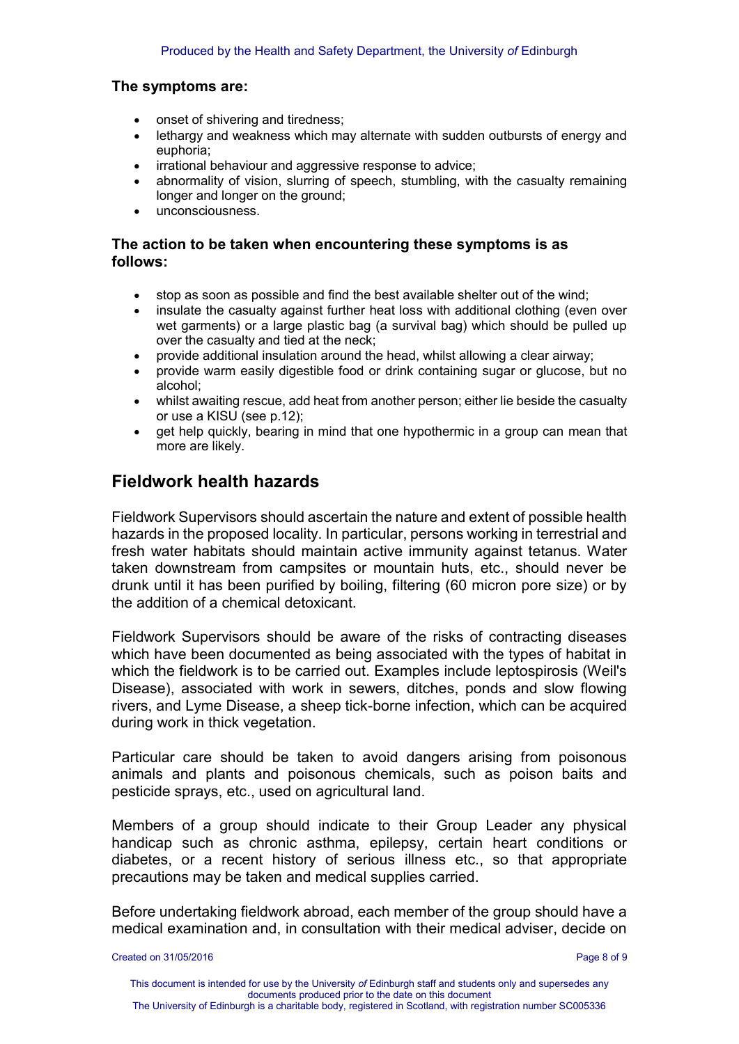**The symptoms are:**

- onset of shivering and tiredness;
- lethargy and weakness which may alternate with sudden outbursts of energy and euphoria;
- irrational behaviour and aggressive response to advice;
- abnormality of vision, slurring of speech, stumbling, with the casualty remaining longer and longer on the ground;
- unconsciousness.

**The action to be taken when encountering these symptoms is as follows:**

- stop as soon as possible and find the best available shelter out of the wind;
- insulate the casualty against further heat loss with additional clothing (even over wet garments) or a large plastic bag (a survival bag) which should be pulled up over the casualty and tied at the neck;
- provide additional insulation around the head, whilst allowing a clear airway;
- provide warm easily digestible food or drink containing sugar or glucose, but no alcohol;
- whilst awaiting rescue, add heat from another person; either lie beside the casualty or use a KISU (see p.12);
- get help quickly, bearing in mind that one hypothermic in a group can mean that more are likely.

## Fieldwork health hazards

Fieldwork Supervisors should ascertain the nature and extent of possible health hazards in the proposed locality. In particular, persons working in terrestrial and fresh water habitats should maintain active immunity against tetanus. Water taken downstream from campsites or mountain huts, etc., should never be drunk until it has been purified by boiling, filtering (60 micron pore size) or by the addition of a chemical detoxicant.

Fieldwork Supervisors should be aware of the risks of contracting diseases which have been documented as being associated with the types of habitat in which the fieldwork is to be carried out. Examples include leptospirosis (Weil's Disease), associated with work in sewers, ditches, ponds and slow flowing rivers, and Lyme Disease, a sheep tick-borne infection, which can be acquired during work in thick vegetation.

Particular care should be taken to avoid dangers arising from poisonous animals and plants and poisonous chemicals, such as poison baits and pesticide sprays, etc., used on agricultural land.

Members of a group should indicate to their Group Leader any physical handicap such as chronic asthma, epilepsy, certain heart conditions or diabetes, or a recent history of serious illness etc., so that appropriate precautions may be taken and medical supplies carried.

Before undertaking fieldwork abroad, each member of the group should have a medical examination and, in consultation with their medical adviser, decide on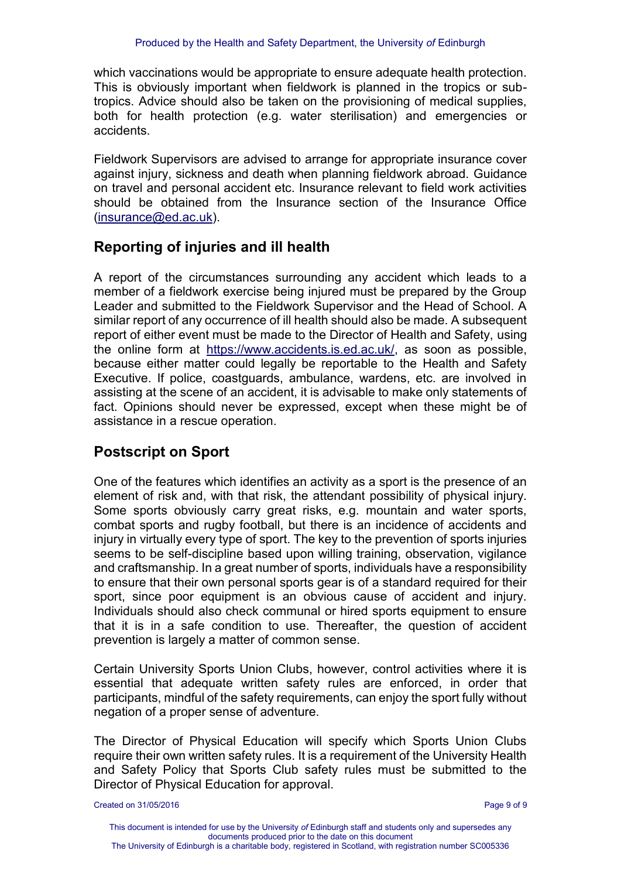which vaccinations would be appropriate to ensure adequate health protection. This is obviously important when fieldwork is planned in the tropics or sub-tropics. Advice should also be taken on the provisioning of medical supplies, both for health protection (e.g. water sterilisation) and emergencies or accidents.

Fieldwork Supervisors are advised to arrange for appropriate insurance cover against injury, sickness and death when planning fieldwork abroad. Guidance on travel and personal accident etc. Insurance relevant to field work activities should be obtained from the Insurance section of the Insurance Office (insurance@ed.ac.uk).

## Reporting of injuries and ill health

A report of the circumstances surrounding any accident which leads to a member of a fieldwork exercise being injured must be prepared by the Group Leader and submitted to the Fieldwork Supervisor and the Head of School. A similar report of any occurrence of ill health should also be made. A subsequent report of either event must be made to the Director of Health and Safety, using the online form at https://www.accidents.is.ed.ac.uk/, as soon as possible, because either matter could legally be reportable to the Health and Safety Executive. If police, coastguards, ambulance, wardens, etc. are involved in assisting at the scene of an accident, it is advisable to make only statements of fact. Opinions should never be expressed, except when these might be of assistance in a rescue operation.

## Postscript on Sport

One of the features which identifies an activity as a sport is the presence of an element of risk and, with that risk, the attendant possibility of physical injury. Some sports obviously carry great risks, e.g. mountain and water sports, combat sports and rugby football, but there is an incidence of accidents and injury in virtually every type of sport. The key to the prevention of sports injuries seems to be self-discipline based upon willing training, observation, vigilance and craftsmanship. In a great number of sports, individuals have a responsibility to ensure that their own personal sports gear is of a standard required for their sport, since poor equipment is an obvious cause of accident and injury. Individuals should also check communal or hired sports equipment to ensure that it is in a safe condition to use. Thereafter, the question of accident prevention is largely a matter of common sense.

Certain University Sports Union Clubs, however, control activities where it is essential that adequate written safety rules are enforced, in order that participants, mindful of the safety requirements, can enjoy the sport fully without negation of a proper sense of adventure.

The Director of Physical Education will specify which Sports Union Clubs require their own written safety rules. It is a requirement of the University Health and Safety Policy that Sports Club safety rules must be submitted to the Director of Physical Education for approval.